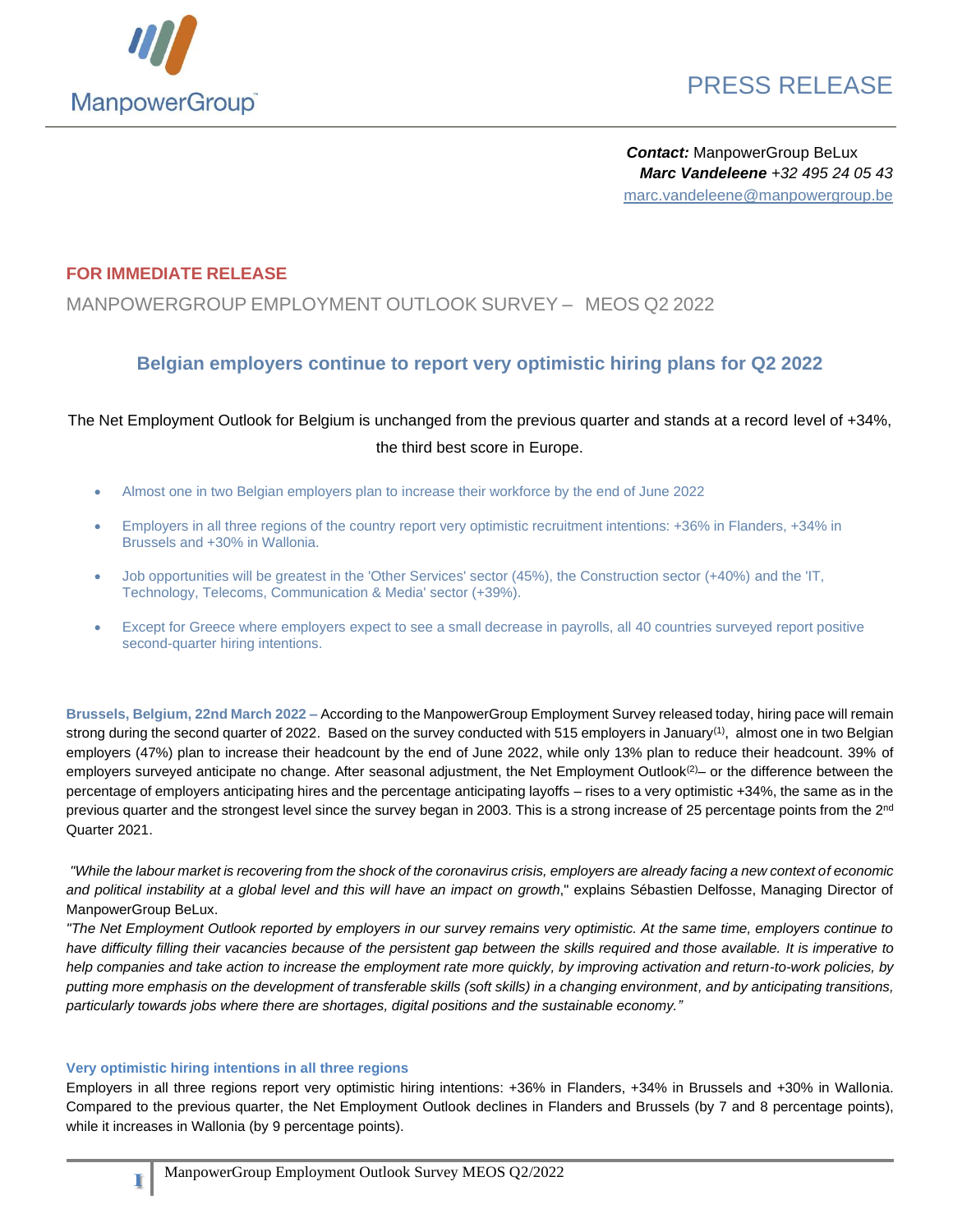ManpowerGroup™

PRESS RELEASE

***Contact:*** ManpowerGroup BeLux
***Marc Vandeleene*** *+32 495 24 05 43*
marc.vandeleene@manpowergroup.be

**FOR IMMEDIATE RELEASE**

MANPOWERGROUP EMPLOYMENT OUTLOOK SURVEY – MEOS Q2 2022

## Belgian employers continue to report very optimistic hiring plans for Q2 2022

The Net Employment Outlook for Belgium is unchanged from the previous quarter and stands at a record level of +34%, the third best score in Europe.

- Almost one in two Belgian employers plan to increase their workforce by the end of June 2022
- Employers in all three regions of the country report very optimistic recruitment intentions: +36% in Flanders, +34% in Brussels and +30% in Wallonia.
- Job opportunities will be greatest in the 'Other Services' sector (45%), the Construction sector (+40%) and the 'IT, Technology, Telecoms, Communication & Media' sector (+39%).
- Except for Greece where employers expect to see a small decrease in payrolls, all 40 countries surveyed report positive second-quarter hiring intentions.

**Brussels, Belgium, 22nd March 2022 –** According to the ManpowerGroup Employment Survey released today, hiring pace will remain strong during the second quarter of 2022. Based on the survey conducted with 515 employers in January[1], almost one in two Belgian employers (47%) plan to increase their headcount by the end of June 2022, while only 13% plan to reduce their headcount. 39% of employers surveyed anticipate no change. After seasonal adjustment, the Net Employment Outlook[2]– or the difference between the percentage of employers anticipating hires and the percentage anticipating layoffs – rises to a very optimistic +34%, the same as in the previous quarter and the strongest level since the survey began in 2003. This is a strong increase of 25 percentage points from the 2nd Quarter 2021.

*"While the labour market is recovering from the shock of the coronavirus crisis, employers are already facing a new context of economic and political instability at a global level and this will have an impact on growth*," explains Sébastien Delfosse, Managing Director of ManpowerGroup BeLux.

*"The Net Employment Outlook reported by employers in our survey remains very optimistic. At the same time, employers continue to have difficulty filling their vacancies because of the persistent gap between the skills required and those available. It is imperative to help companies and take action to increase the employment rate more quickly, by improving activation and return-to-work policies, by putting more emphasis on the development of transferable skills (soft skills) in a changing environment, and by anticipating transitions, particularly towards jobs where there are shortages, digital positions and the sustainable economy."*

### Very optimistic hiring intentions in all three regions

Employers in all three regions report very optimistic hiring intentions: +36% in Flanders, +34% in Brussels and +30% in Wallonia. Compared to the previous quarter, the Net Employment Outlook declines in Flanders and Brussels (by 7 and 8 percentage points), while it increases in Wallonia (by 9 percentage points).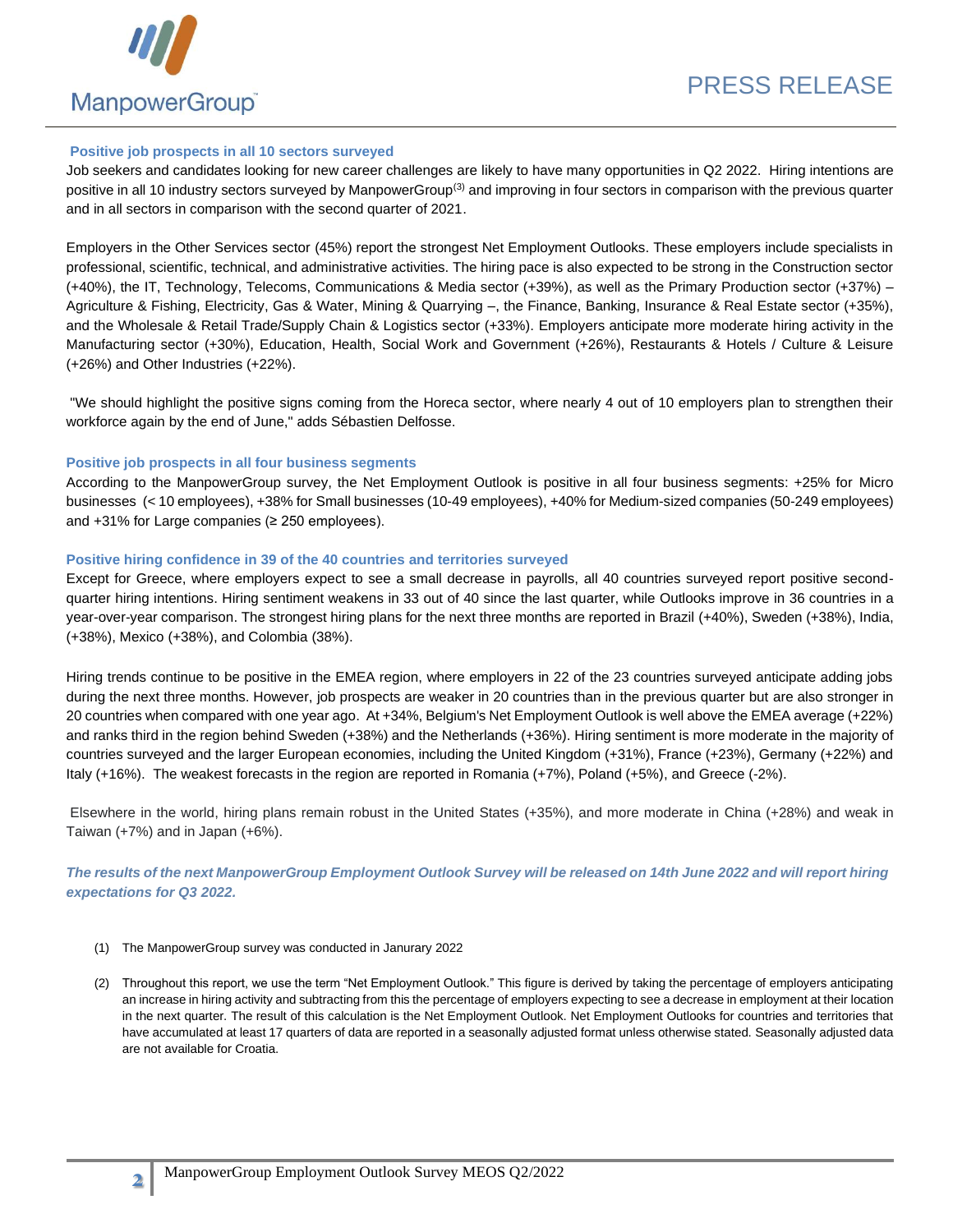### Positive job prospects in all 10 sectors surveyed

Job seekers and candidates looking for new career challenges are likely to have many opportunities in Q2 2022. Hiring intentions are positive in all 10 industry sectors surveyed by ManpowerGroup[(3)] and improving in four sectors in comparison with the previous quarter and in all sectors in comparison with the second quarter of 2021.

Employers in the Other Services sector (45%) report the strongest Net Employment Outlooks. These employers include specialists in professional, scientific, technical, and administrative activities. The hiring pace is also expected to be strong in the Construction sector (+40%), the IT, Technology, Telecoms, Communications & Media sector (+39%), as well as the Primary Production sector (+37%) – Agriculture & Fishing, Electricity, Gas & Water, Mining & Quarrying –, the Finance, Banking, Insurance & Real Estate sector (+35%), and the Wholesale & Retail Trade/Supply Chain & Logistics sector (+33%). Employers anticipate more moderate hiring activity in the Manufacturing sector (+30%), Education, Health, Social Work and Government (+26%), Restaurants & Hotels / Culture & Leisure (+26%) and Other Industries (+22%).

"We should highlight the positive signs coming from the Horeca sector, where nearly 4 out of 10 employers plan to strengthen their workforce again by the end of June," adds Sébastien Delfosse.

### Positive job prospects in all four business segments

According to the ManpowerGroup survey, the Net Employment Outlook is positive in all four business segments: +25% for Micro businesses (< 10 employees), +38% for Small businesses (10-49 employees), +40% for Medium-sized companies (50-249 employees) and +31% for Large companies (≥ 250 employees).

### Positive hiring confidence in 39 of the 40 countries and territories surveyed

Except for Greece, where employers expect to see a small decrease in payrolls, all 40 countries surveyed report positive second-quarter hiring intentions. Hiring sentiment weakens in 33 out of 40 since the last quarter, while Outlooks improve in 36 countries in a year-over-year comparison. The strongest hiring plans for the next three months are reported in Brazil (+40%), Sweden (+38%), India, (+38%), Mexico (+38%), and Colombia (38%).

Hiring trends continue to be positive in the EMEA region, where employers in 22 of the 23 countries surveyed anticipate adding jobs during the next three months. However, job prospects are weaker in 20 countries than in the previous quarter but are also stronger in 20 countries when compared with one year ago. At +34%, Belgium's Net Employment Outlook is well above the EMEA average (+22%) and ranks third in the region behind Sweden (+38%) and the Netherlands (+36%). Hiring sentiment is more moderate in the majority of countries surveyed and the larger European economies, including the United Kingdom (+31%), France (+23%), Germany (+22%) and Italy (+16%). The weakest forecasts in the region are reported in Romania (+7%), Poland (+5%), and Greece (-2%).

Elsewhere in the world, hiring plans remain robust in the United States (+35%), and more moderate in China (+28%) and weak in Taiwan (+7%) and in Japan (+6%).

***The results of the next ManpowerGroup Employment Outlook Survey will be released on 14th June 2022 and will report hiring expectations for Q3 2022.***

(1) The ManpowerGroup survey was conducted in Janurary 2022

(2) Throughout this report, we use the term "Net Employment Outlook." This figure is derived by taking the percentage of employers anticipating an increase in hiring activity and subtracting from this the percentage of employers expecting to see a decrease in employment at their location in the next quarter. The result of this calculation is the Net Employment Outlook. Net Employment Outlooks for countries and territories that have accumulated at least 17 quarters of data are reported in a seasonally adjusted format unless otherwise stated. Seasonally adjusted data are not available for Croatia.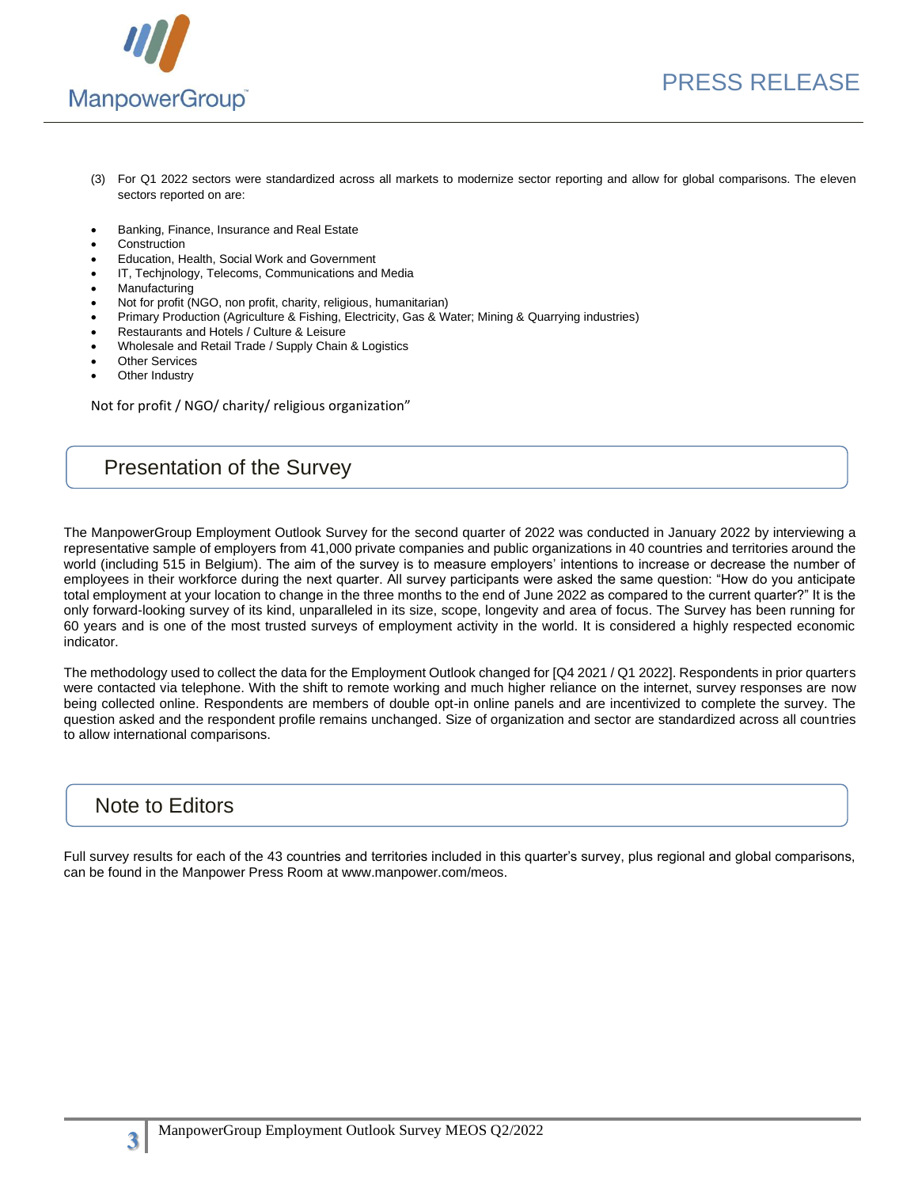(3) For Q1 2022 sectors were standardized across all markets to modernize sector reporting and allow for global comparisons. The eleven sectors reported on are:

- Banking, Finance, Insurance and Real Estate
- Construction
- Education, Health, Social Work and Government
- IT, Techjnology, Telecoms, Communications and Media
- Manufacturing
- Not for profit (NGO, non profit, charity, religious, humanitarian)
- Primary Production (Agriculture & Fishing, Electricity, Gas & Water; Mining & Quarrying industries)
- Restaurants and Hotels / Culture & Leisure
- Wholesale and Retail Trade / Supply Chain & Logistics
- Other Services
- Other Industry

Not for profit / NGO/ charity/ religious organization"

## Presentation of the Survey

The ManpowerGroup Employment Outlook Survey for the second quarter of 2022 was conducted in January 2022 by interviewing a representative sample of employers from 41,000 private companies and public organizations in 40 countries and territories around the world (including 515 in Belgium). The aim of the survey is to measure employers' intentions to increase or decrease the number of employees in their workforce during the next quarter. All survey participants were asked the same question: "How do you anticipate total employment at your location to change in the three months to the end of June 2022 as compared to the current quarter?" It is the only forward-looking survey of its kind, unparalleled in its size, scope, longevity and area of focus. The Survey has been running for 60 years and is one of the most trusted surveys of employment activity in the world. It is considered a highly respected economic indicator.

The methodology used to collect the data for the Employment Outlook changed for [Q4 2021 / Q1 2022]. Respondents in prior quarters were contacted via telephone. With the shift to remote working and much higher reliance on the internet, survey responses are now being collected online. Respondents are members of double opt-in online panels and are incentivized to complete the survey. The question asked and the respondent profile remains unchanged. Size of organization and sector are standardized across all countries to allow international comparisons.

## Note to Editors

Full survey results for each of the 43 countries and territories included in this quarter's survey, plus regional and global comparisons, can be found in the Manpower Press Room at www.manpower.com/meos.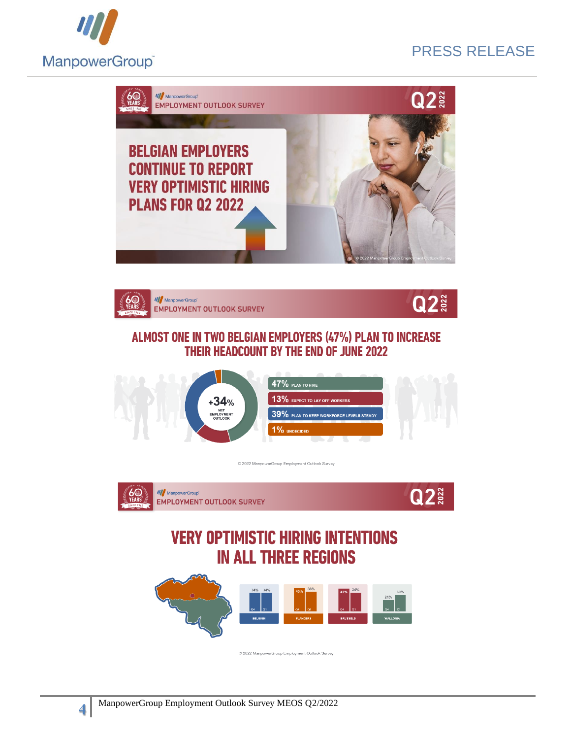EMPLOYMENT OUTLOOK SURVEY Q2 2022

# BELGIAN EMPLOYERS CONTINUE TO REPORT VERY OPTIMISTIC HIRING PLANS FOR Q2 2022

© 2022 ManpowerGroup Employment Outlook Survey

EMPLOYMENT OUTLOOK SURVEY Q2 2022

## ALMOST ONE IN TWO BELGIAN EMPLOYERS (47%) PLAN TO INCREASE THEIR HEADCOUNT BY THE END OF JUNE 2022

+34% NET EMPLOYMENT OUTLOOK

- 47% PLAN TO HIRE
- 13% EXPECT TO LAY OFF WORKERS
- 39% PLAN TO KEEP WORKFORCE LEVELS STEADY
- 1% UNDECIDED

© 2022 ManpowerGroup Employment Outlook Survey

EMPLOYMENT OUTLOOK SURVEY Q2 2022

## VERY OPTIMISTIC HIRING INTENTIONS IN ALL THREE REGIONS

| | Q4 | Q1 |
|---|---|---|
| BELGIUM | 34% | 34% |
| FLANDERS | 43% | 36% |
| BRUSSELS | 42% | 34% |
| WALLONIA | 21% | 30% |

© 2022 ManpowerGroup Employment Outlook Survey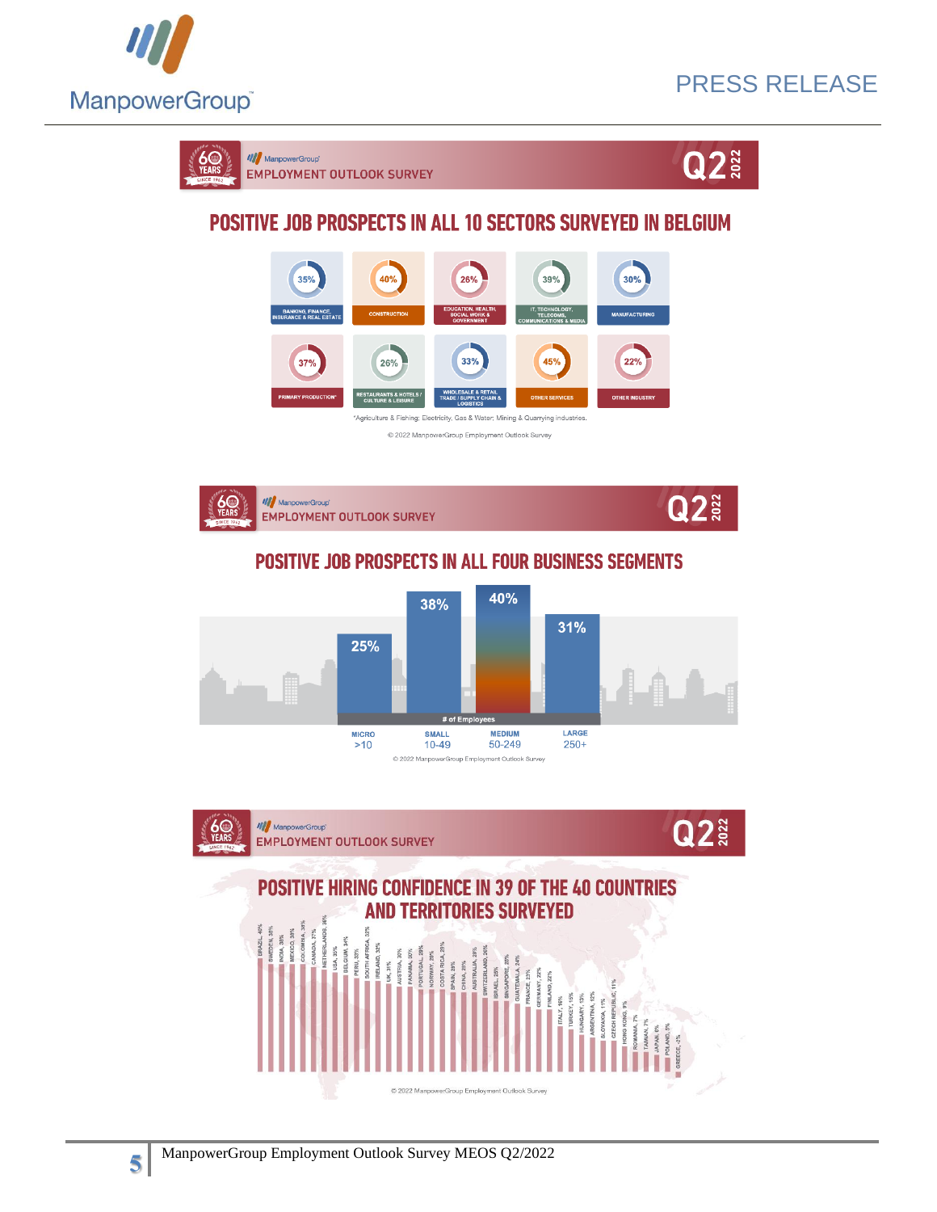# PRESS RELEASE

## EMPLOYMENT OUTLOOK SURVEY Q2 2022

### POSITIVE JOB PROSPECTS IN ALL 10 SECTORS SURVEYED IN BELGIUM

| Sector | Outlook |
|---|---|
| BANKING, FINANCE, INSURANCE & REAL ESTATE | 35% |
| CONSTRUCTION | 40% |
| EDUCATION, HEALTH, SOCIAL WORK & GOVERNMENT | 26% |
| IT, TECHNOLOGY, TELECOMS, COMMUNICATIONS & MEDIA | 39% |
| MANUFACTURING | 30% |
| PRIMARY PRODUCTION* | 37% |
| RESTAURANTS & HOTELS / CULTURE & LEISURE | 26% |
| WHOLESALE & RETAIL TRADE / SUPPLY CHAIN & LOGISTICS | 33% |
| OTHER SERVICES | 45% |
| OTHER INDUSTRY | 22% |

*Agriculture & Fishing; Electricity, Gas & Water; Mining & Quarrying industries.

© 2022 ManpowerGroup Employment Outlook Survey

## EMPLOYMENT OUTLOOK SURVEY Q2 2022

### POSITIVE JOB PROSPECTS IN ALL FOUR BUSINESS SEGMENTS

| # of Employees | Outlook |
|---|---|
| MICRO >10 | 25% |
| SMALL 10-49 | 38% |
| MEDIUM 50-249 | 40% |
| LARGE 250+ | 31% |

© 2022 ManpowerGroup Employment Outlook Survey

## EMPLOYMENT OUTLOOK SURVEY Q2 2022

### POSITIVE HIRING CONFIDENCE IN 39 OF THE 40 COUNTRIES AND TERRITORIES SURVEYED

| Country/Territory | Outlook |
|---|---|
| BRAZIL | 40% |
| SWEDEN | 38% |
| INDIA | 38% |
| MEXICO | 38% |
| COLOMBIA | 38% |
| CANADA | 37% |
| NETHERLANDS | 36% |
| USA | 35% |
| BELGIUM | 34% |
| PERU | 33% |
| SOUTH AFRICA | 32% |
| IRELAND | 32% |
| UK | 31% |
| AUSTRIA | 30% |
| PANAMA | 30% |
| PORTUGAL | 29% |
| NORWAY | 29% |
| COSTA RICA | 28% |
| SPAIN | 28% |
| CHINA | 28% |
| AUSTRALIA | 28% |
| SWITZERLAND | 26% |
| ISRAEL | 25% |
| SINGAPORE | 25% |
| GUATEMALA | 24% |
| FRANCE | 23% |
| GERMANY | 22% |
| FINLAND | 22% |
| ITALY | 16% |
| TURKEY | 15% |
| HUNGARY | 13% |
| ARGENTINA | 12% |
| SLOVAKIA | 11% |
| CZECH REPUBLIC | 11% |
| HONG KONG | 9% |
| ROMANIA | 7% |
| TAIWAN | 7% |
| JAPAN | 6% |
| POLAND | 5% |
| GREECE | -2% |

© 2022 ManpowerGroup Employment Outlook Survey

ManpowerGroup Employment Outlook Survey MEOS Q2/2022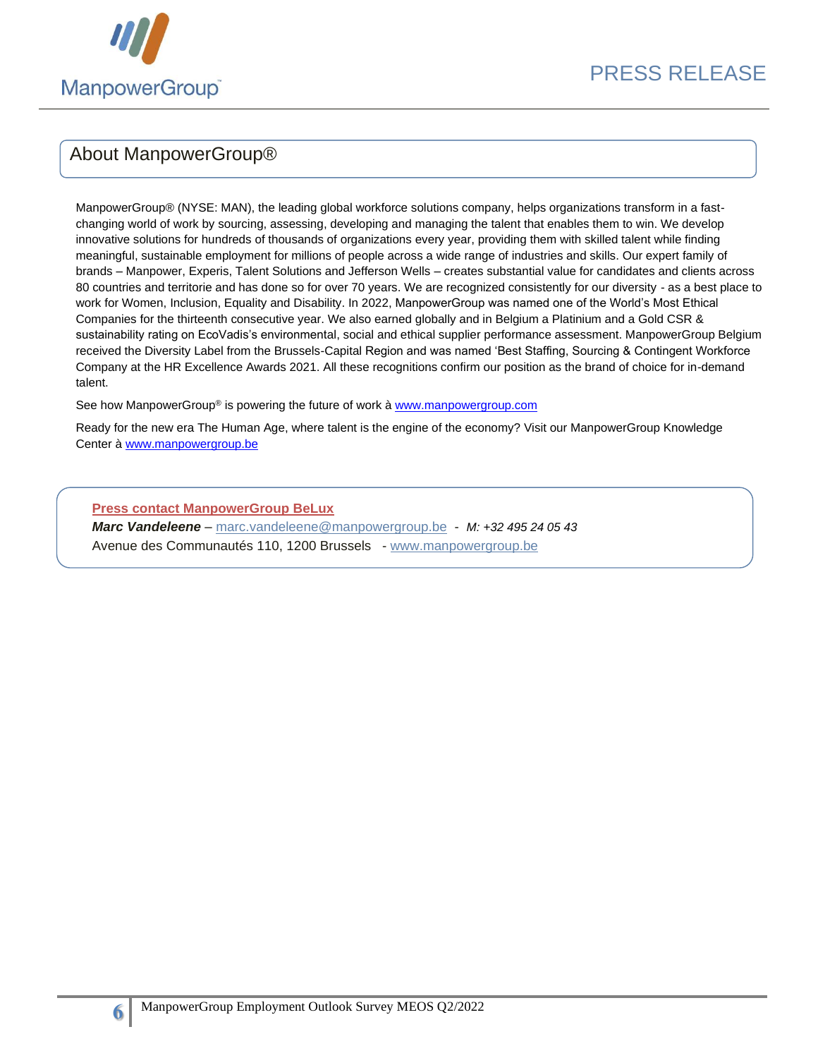## About ManpowerGroup®

ManpowerGroup® (NYSE: MAN), the leading global workforce solutions company, helps organizations transform in a fast-changing world of work by sourcing, assessing, developing and managing the talent that enables them to win. We develop innovative solutions for hundreds of thousands of organizations every year, providing them with skilled talent while finding meaningful, sustainable employment for millions of people across a wide range of industries and skills. Our expert family of brands – Manpower, Experis, Talent Solutions and Jefferson Wells – creates substantial value for candidates and clients across 80 countries and territorie and has done so for over 70 years. We are recognized consistently for our diversity - as a best place to work for Women, Inclusion, Equality and Disability. In 2022, ManpowerGroup was named one of the World's Most Ethical Companies for the thirteenth consecutive year. We also earned globally and in Belgium a Platinium and a Gold CSR & sustainability rating on EcoVadis's environmental, social and ethical supplier performance assessment. ManpowerGroup Belgium received the Diversity Label from the Brussels-Capital Region and was named 'Best Staffing, Sourcing & Contingent Workforce Company at the HR Excellence Awards 2021. All these recognitions confirm our position as the brand of choice for in-demand talent.

See how ManpowerGroup® is powering the future of work à [www.manpowergroup.com](http://www.manpowergroup.com)

Ready for the new era The Human Age, where talent is the engine of the economy? Visit our ManpowerGroup Knowledge Center à [www.manpowergroup.be](http://www.manpowergroup.be)

**Press contact ManpowerGroup BeLux**

***Marc Vandeleene*** – marc.vandeleene@manpowergroup.be - *M: +32 495 24 05 43*

Avenue des Communautés 110, 1200 Brussels - [www.manpowergroup.be](http://www.manpowergroup.be)